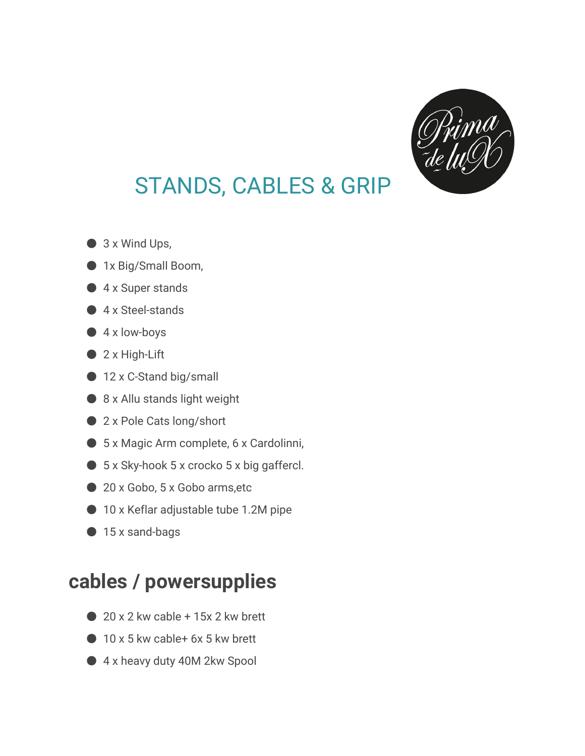# STANDS, CABLES & GRIP

- 3 x Wind Ups,
- 1x Big/Small Boom,
- 4 x Super stands
- 4 x Steel-stands
- 4 x low-boys
- 2 x High-Lift
- 12 x C-Stand big/small
- 8 x Allu stands light weight
- 2 x Pole Cats long/short
- 5 x Magic Arm complete, 6 x Cardolinni,
- 5 x Sky-hook 5 x crocko 5 x big gaffercl.
- 20 x Gobo, 5 x Gobo arms,etc
- 10 x Keflar adjustable tube 1.2M pipe
- 15 x sand-bags

## cables / powersupplies

- 20 x 2 kw cable + 15x 2 kw brett
- 10 x 5 kw cable+ 6x 5 kw brett
- 4 x heavy duty 40M 2kw Spool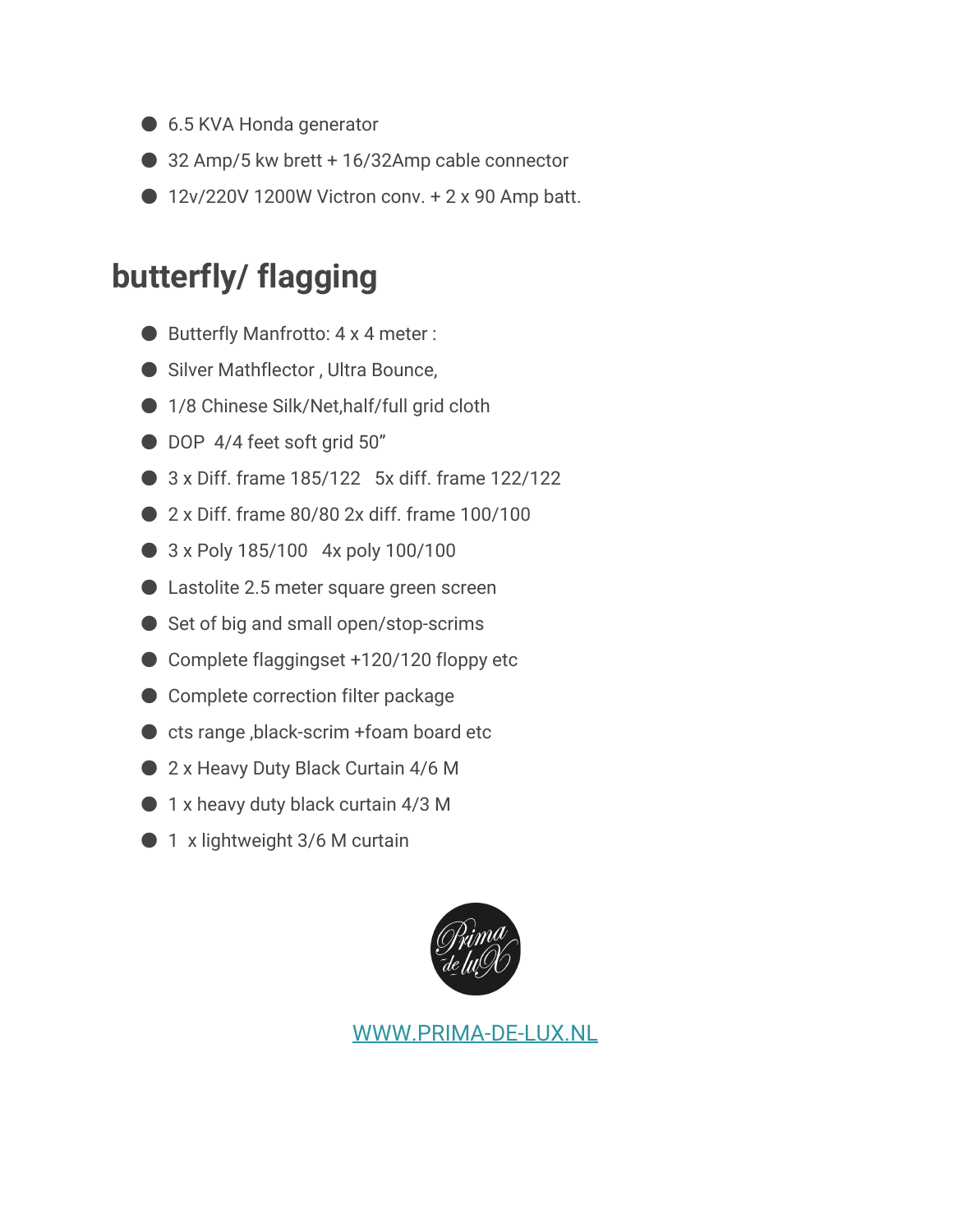- 6.5 KVA Honda generator
- 32 Amp/5 kw brett + 16/32Amp cable connector
- 12v/220V 1200W Victron conv. + 2 x 90 Amp batt.

## butterfly/ flagging

- Butterfly Manfrotto: 4 x 4 meter :
- Silver Mathflector , Ultra Bounce,
- 1/8 Chinese Silk/Net,half/full grid cloth
- DOP  4/4 feet soft grid 50”
- 3 x Diff. frame 185/122   5x diff. frame 122/122
- 2 x Diff. frame 80/80 2x diff. frame 100/100
- 3 x Poly 185/100   4x poly 100/100
- Lastolite 2.5 meter square green screen
- Set of big and small open/stop-scrims
- Complete flaggingset +120/120 floppy etc
- Complete correction filter package
- cts range ,black-scrim +foam board etc
- 2 x Heavy Duty Black Curtain 4/6 M
- 1 x heavy duty black curtain 4/3 M
- 1  x lightweight 3/6 M curtain

Prima de luX

WWW.PRIMA-DE-LUX.NL